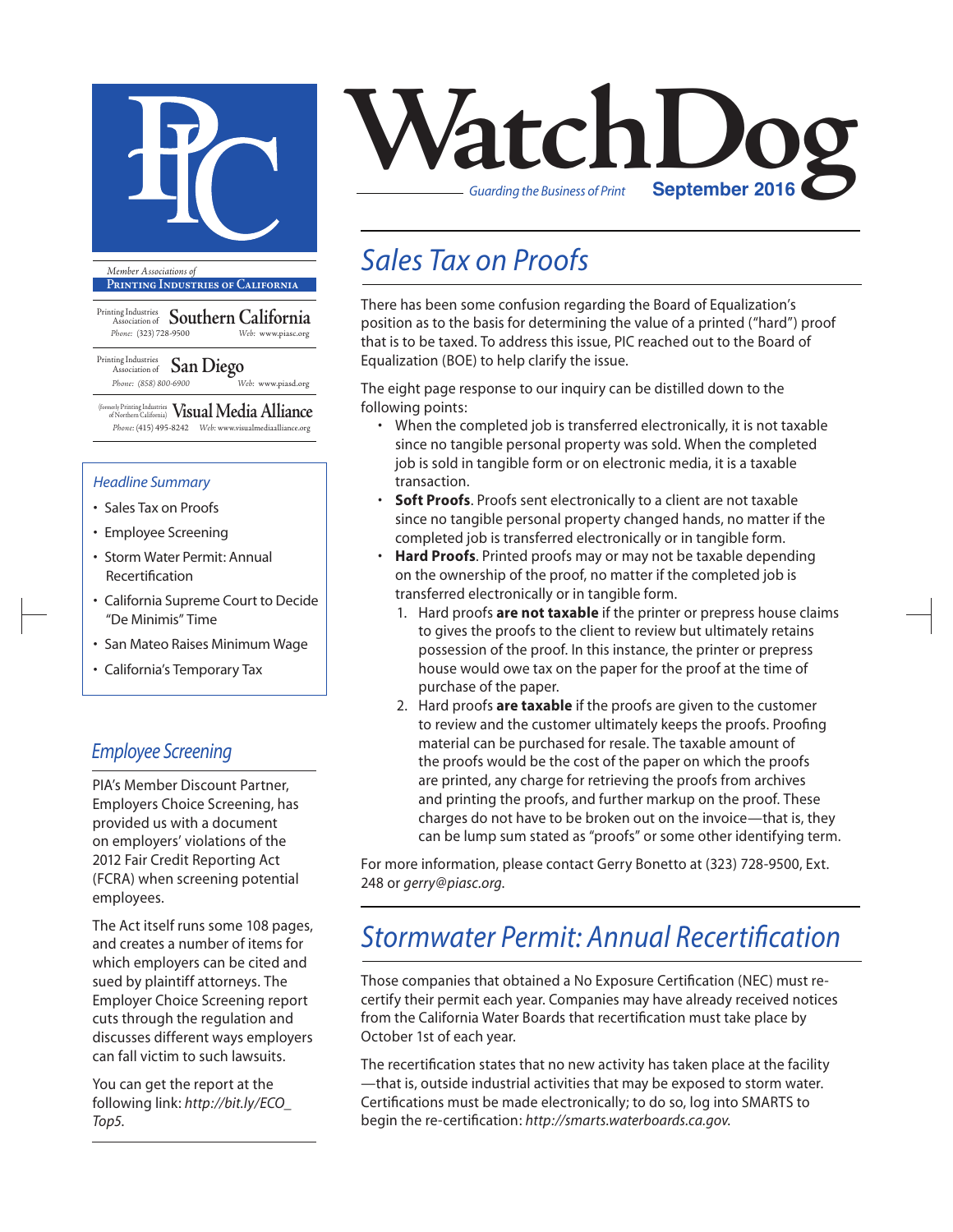# WatchDog

*Guarding the Business of Print* **September 2016**

*Member Associations of*
**Printing Industries of California**

Printing Industries Association of **Southern California**
*Phone:* (323) 728-9500 *Web:* www.piasc.org

Printing Industries Association of **San Diego**
*Phone:* (858) 800-6900 *Web:* www.piasd.org

(formerly Printing Industries of Northern California) **Visual Media Alliance**
*Phone:* (415) 495-8242 *Web:* www.visualmediaalliance.org

### *Headline Summary*

- Sales Tax on Proofs
- Employee Screening
- Storm Water Permit: Annual Recertification
- California Supreme Court to Decide "De Minimis" Time
- San Mateo Raises Minimum Wage
- California's Temporary Tax

## *Sales Tax on Proofs*

There has been some confusion regarding the Board of Equalization's position as to the basis for determining the value of a printed ("hard") proof that is to be taxed. To address this issue, PIC reached out to the Board of Equalization (BOE) to help clarify the issue.

The eight page response to our inquiry can be distilled down to the following points:

- When the completed job is transferred electronically, it is not taxable since no tangible personal property was sold. When the completed job is sold in tangible form or on electronic media, it is a taxable transaction.
- **Soft Proofs**. Proofs sent electronically to a client are not taxable since no tangible personal property changed hands, no matter if the completed job is transferred electronically or in tangible form.
- **Hard Proofs**. Printed proofs may or may not be taxable depending on the ownership of the proof, no matter if the completed job is transferred electronically or in tangible form.
  1. Hard proofs **are not taxable** if the printer or prepress house claims to gives the proofs to the client to review but ultimately retains possession of the proof. In this instance, the printer or prepress house would owe tax on the paper for the proof at the time of purchase of the paper.
  2. Hard proofs **are taxable** if the proofs are given to the customer to review and the customer ultimately keeps the proofs. Proofing material can be purchased for resale. The taxable amount of the proofs would be the cost of the paper on which the proofs are printed, any charge for retrieving the proofs from archives and printing the proofs, and further markup on the proof. These charges do not have to be broken out on the invoice—that is, they can be lump sum stated as "proofs" or some other identifying term.

For more information, please contact Gerry Bonetto at (323) 728-9500, Ext. 248 or *gerry@piasc.org*.

## *Employee Screening*

PIA's Member Discount Partner, Employers Choice Screening, has provided us with a document on employers' violations of the 2012 Fair Credit Reporting Act (FCRA) when screening potential employees.

The Act itself runs some 108 pages, and creates a number of items for which employers can be cited and sued by plaintiff attorneys. The Employer Choice Screening report cuts through the regulation and discusses different ways employers can fall victim to such lawsuits.

You can get the report at the following link: *http://bit.ly/ECO_Top5.*

## *Stormwater Permit: Annual Recertification*

Those companies that obtained a No Exposure Certification (NEC) must re-certify their permit each year. Companies may have already received notices from the California Water Boards that recertification must take place by October 1st of each year.

The recertification states that no new activity has taken place at the facility—that is, outside industrial activities that may be exposed to storm water. Certifications must be made electronically; to do so, log into SMARTS to begin the re-certification: *http://smarts.waterboards.ca.gov.*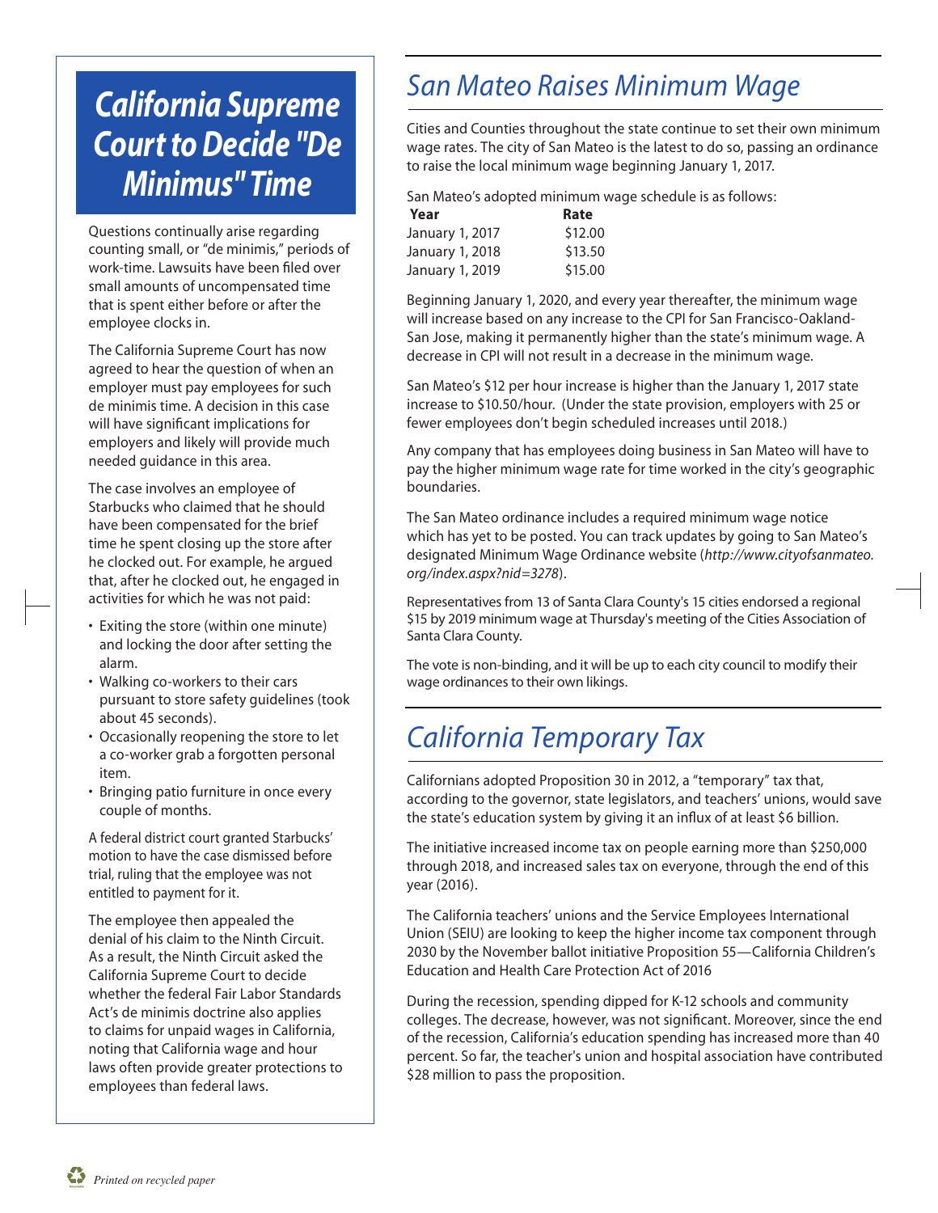# California Supreme Court to Decide "De Minimus" Time

Questions continually arise regarding counting small, or "de minimis," periods of work-time. Lawsuits have been filed over small amounts of uncompensated time that is spent either before or after the employee clocks in.

The California Supreme Court has now agreed to hear the question of when an employer must pay employees for such de minimis time. A decision in this case will have significant implications for employers and likely will provide much needed guidance in this area.

The case involves an employee of Starbucks who claimed that he should have been compensated for the brief time he spent closing up the store after he clocked out. For example, he argued that, after he clocked out, he engaged in activities for which he was not paid:

- Exiting the store (within one minute) and locking the door after setting the alarm.
- Walking co-workers to their cars pursuant to store safety guidelines (took about 45 seconds).
- Occasionally reopening the store to let a co-worker grab a forgotten personal item.
- Bringing patio furniture in once every couple of months.

A federal district court granted Starbucks' motion to have the case dismissed before trial, ruling that the employee was not entitled to payment for it.

The employee then appealed the denial of his claim to the Ninth Circuit. As a result, the Ninth Circuit asked the California Supreme Court to decide whether the federal Fair Labor Standards Act's de minimis doctrine also applies to claims for unpaid wages in California, noting that California wage and hour laws often provide greater protections to employees than federal laws.

# San Mateo Raises Minimum Wage

Cities and Counties throughout the state continue to set their own minimum wage rates. The city of San Mateo is the latest to do so, passing an ordinance to raise the local minimum wage beginning January 1, 2017.

San Mateo's adopted minimum wage schedule is as follows:

| Year | Rate |
|---|---|
| January 1, 2017 | $12.00 |
| January 1, 2018 | $13.50 |
| January 1, 2019 | $15.00 |

Beginning January 1, 2020, and every year thereafter, the minimum wage will increase based on any increase to the CPI for San Francisco-Oakland-San Jose, making it permanently higher than the state's minimum wage. A decrease in CPI will not result in a decrease in the minimum wage.

San Mateo's $12 per hour increase is higher than the January 1, 2017 state increase to $10.50/hour. (Under the state provision, employers with 25 or fewer employees don't begin scheduled increases until 2018.)

Any company that has employees doing business in San Mateo will have to pay the higher minimum wage rate for time worked in the city's geographic boundaries.

The San Mateo ordinance includes a required minimum wage notice which has yet to be posted. You can track updates by going to San Mateo's designated Minimum Wage Ordinance website (*http://www.cityofsanmateo.org/index.aspx?nid=3278*).

Representatives from 13 of Santa Clara County's 15 cities endorsed a regional $15 by 2019 minimum wage at Thursday's meeting of the Cities Association of Santa Clara County.

The vote is non-binding, and it will be up to each city council to modify their wage ordinances to their own likings.

# California Temporary Tax

Californians adopted Proposition 30 in 2012, a "temporary" tax that, according to the governor, state legislators, and teachers' unions, would save the state's education system by giving it an influx of at least $6 billion.

The initiative increased income tax on people earning more than $250,000 through 2018, and increased sales tax on everyone, through the end of this year (2016).

The California teachers' unions and the Service Employees International Union (SEIU) are looking to keep the higher income tax component through 2030 by the November ballot initiative Proposition 55—California Children's Education and Health Care Protection Act of 2016

During the recession, spending dipped for K-12 schools and community colleges. The decrease, however, was not significant. Moreover, since the end of the recession, California's education spending has increased more than 40 percent. So far, the teacher's union and hospital association have contributed $28 million to pass the proposition.

*Printed on recycled paper*